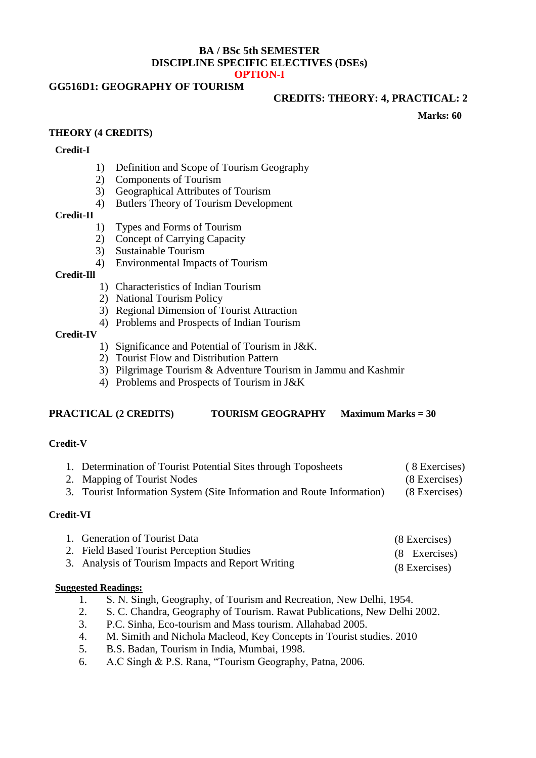**BA / BSc 5th SEMESTER**
**DISCIPLINE SPECIFIC ELECTIVES (DSEs)**
**OPTION-I**

## GG516D1: GEOGRAPHY OF TOURISM

**CREDITS: THEORY: 4, PRACTICAL: 2**

**Marks: 60**

### THEORY (4 CREDITS)

**Credit-I**

1) Definition and Scope of Tourism Geography
2) Components of Tourism
3) Geographical Attributes of Tourism
4) Butlers Theory of Tourism Development

**Credit-II**

1) Types and Forms of Tourism
2) Concept of Carrying Capacity
3) Sustainable Tourism
4) Environmental Impacts of Tourism

**Credit-Ill**

1) Characteristics of Indian Tourism
2) National Tourism Policy
3) Regional Dimension of Tourist Attraction
4) Problems and Prospects of Indian Tourism

**Credit-IV**

1) Significance and Potential of Tourism in J&K.
2) Tourist Flow and Distribution Pattern
3) Pilgrimage Tourism & Adventure Tourism in Jammu and Kashmir
4) Problems and Prospects of Tourism in J&K

### PRACTICAL (2 CREDITS) TOURISM GEOGRAPHY Maximum Marks = 30

**Credit-V**

1. Determination of Tourist Potential Sites through Toposheets ( 8 Exercises)
2. Mapping of Tourist Nodes (8 Exercises)
3. Tourist Information System (Site Information and Route Information) (8 Exercises)

**Credit-VI**

1. Generation of Tourist Data (8 Exercises)
2. Field Based Tourist Perception Studies (8 Exercises)
3. Analysis of Tourism Impacts and Report Writing (8 Exercises)

**Suggested Readings:**

1. S. N. Singh, Geography, of Tourism and Recreation, New Delhi, 1954.
2. S. C. Chandra, Geography of Tourism. Rawat Publications, New Delhi 2002.
3. P.C. Sinha, Eco-tourism and Mass tourism. Allahabad 2005.
4. M. Simith and Nichola Macleod, Key Concepts in Tourist studies. 2010
5. B.S. Badan, Tourism in India, Mumbai, 1998.
6. A.C Singh & P.S. Rana, "Tourism Geography, Patna, 2006.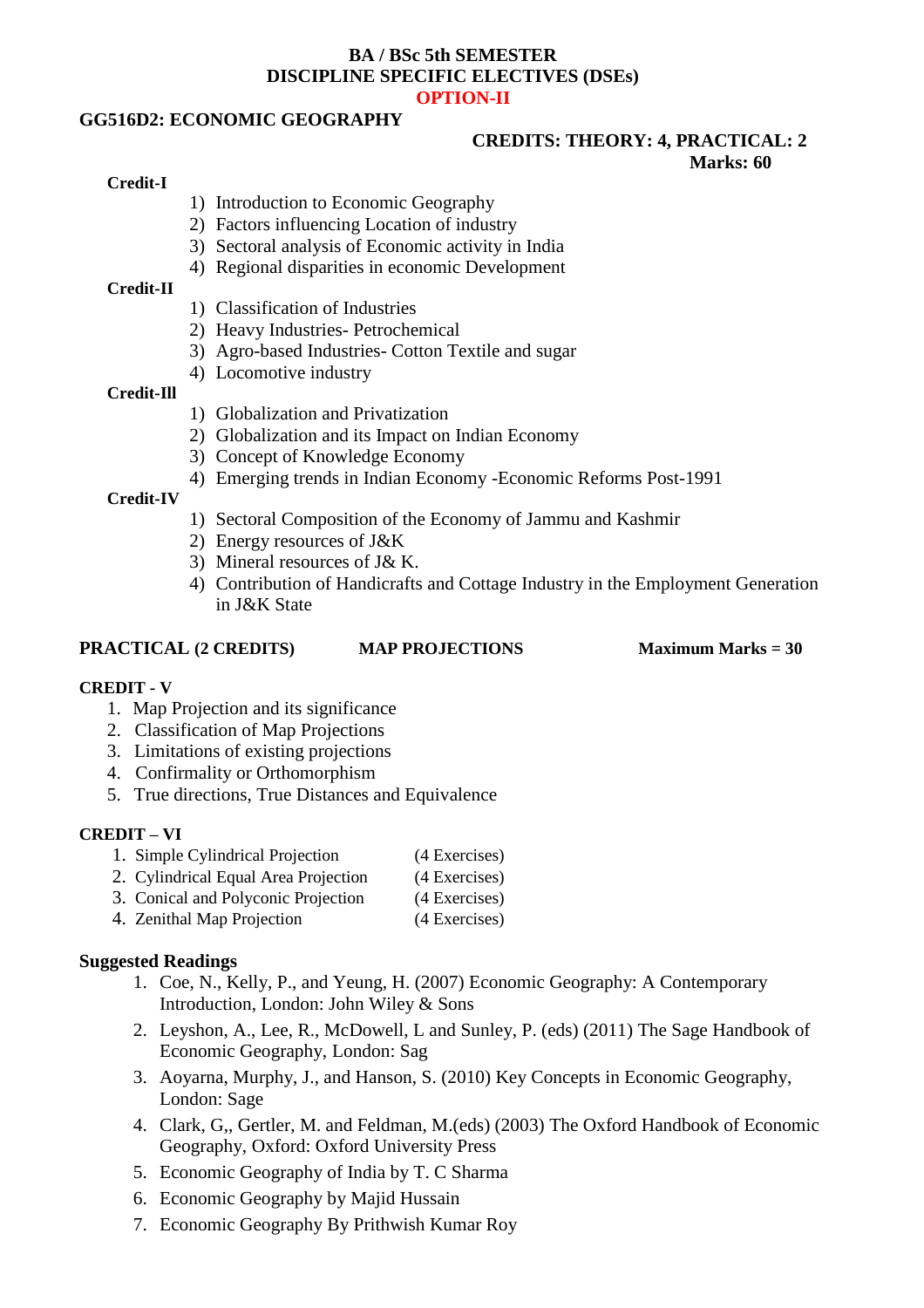**BA / BSc 5th SEMESTER**
**DISCIPLINE SPECIFIC ELECTIVES (DSEs)**
**OPTION-II**

## GG516D2: ECONOMIC GEOGRAPHY

**CREDITS: THEORY: 4, PRACTICAL: 2**
**Marks: 60**

**Credit-I**

1) Introduction to Economic Geography
2) Factors influencing Location of industry
3) Sectoral analysis of Economic activity in India
4) Regional disparities in economic Development

**Credit-II**

1) Classification of Industries
2) Heavy Industries- Petrochemical
3) Agro-based Industries- Cotton Textile and sugar
4) Locomotive industry

**Credit-Ill**

1) Globalization and Privatization
2) Globalization and its Impact on Indian Economy
3) Concept of Knowledge Economy
4) Emerging trends in Indian Economy -Economic Reforms Post-1991

**Credit-IV**

1) Sectoral Composition of the Economy of Jammu and Kashmir
2) Energy resources of J&K
3) Mineral resources of J& K.
4) Contribution of Handicrafts and Cottage Industry in the Employment Generation in J&K State

**PRACTICAL (2 CREDITS)** **MAP PROJECTIONS** **Maximum Marks = 30**

**CREDIT - V**

1. Map Projection and its significance
2. Classification of Map Projections
3. Limitations of existing projections
4. Confirmality or Orthomorphism
5. True directions, True Distances and Equivalence

**CREDIT – VI**

1. Simple Cylindrical Projection (4 Exercises)
2. Cylindrical Equal Area Projection (4 Exercises)
3. Conical and Polyconic Projection (4 Exercises)
4. Zenithal Map Projection (4 Exercises)

**Suggested Readings**

1. Coe, N., Kelly, P., and Yeung, H. (2007) Economic Geography: A Contemporary Introduction, London: John Wiley & Sons
2. Leyshon, A., Lee, R., McDowell, L and Sunley, P. (eds) (2011) The Sage Handbook of Economic Geography, London: Sag
3. Aoyarna, Murphy, J., and Hanson, S. (2010) Key Concepts in Economic Geography, London: Sage
4. Clark, G,, Gertler, M. and Feldman, M.(eds) (2003) The Oxford Handbook of Economic Geography, Oxford: Oxford University Press
5. Economic Geography of India by T. C Sharma
6. Economic Geography by Majid Hussain
7. Economic Geography By Prithwish Kumar Roy